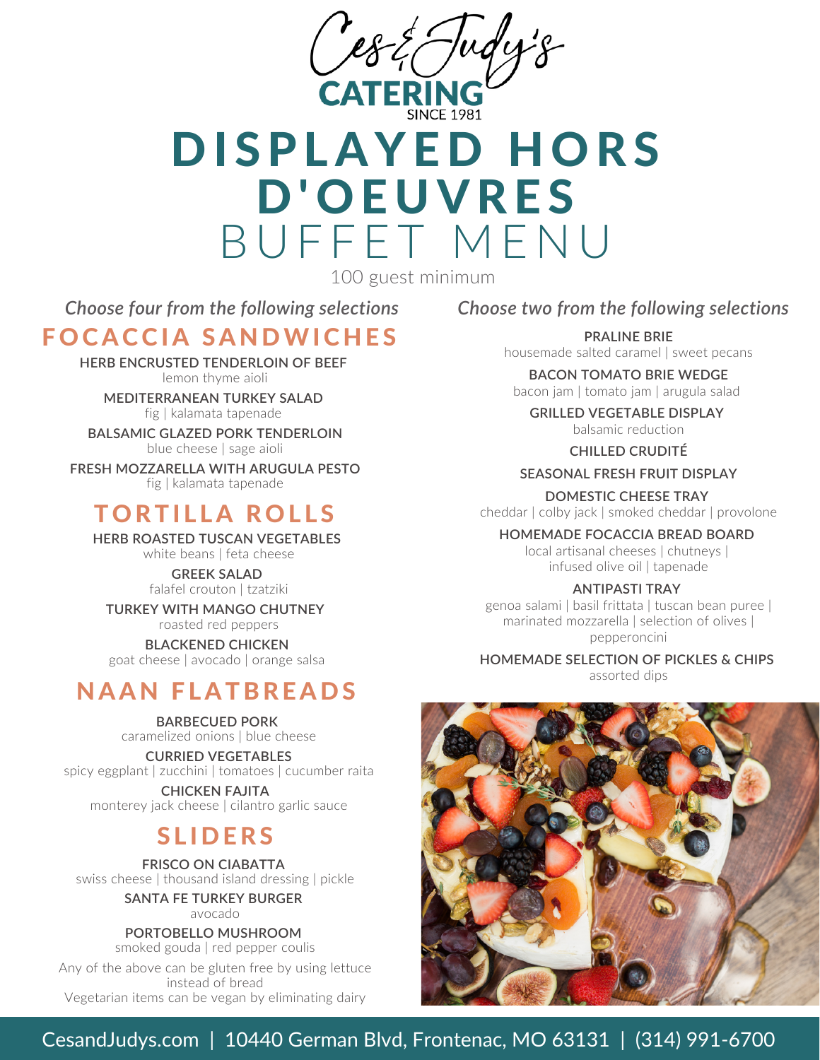Ces & Judy's
CATERING
SINCE 1981

# DISPLAYED HORS D'OEUVRES BUFFET MENU

100 guest minimum

*Choose four from the following selections*

## FOCACCIA SANDWICHES

**HERB ENCRUSTED TENDERLOIN OF BEEF**
lemon thyme aioli

**MEDITERRANEAN TURKEY SALAD**
fig | kalamata tapenade

**BALSAMIC GLAZED PORK TENDERLOIN**
blue cheese | sage aioli

**FRESH MOZZARELLA WITH ARUGULA PESTO**
fig | kalamata tapenade

## TORTILLA ROLLS

**HERB ROASTED TUSCAN VEGETABLES**
white beans | feta cheese

**GREEK SALAD**
falafel crouton | tzatziki

**TURKEY WITH MANGO CHUTNEY**
roasted red peppers

**BLACKENED CHICKEN**
goat cheese | avocado | orange salsa

## NAAN FLATBREADS

**BARBECUED PORK**
caramelized onions | blue cheese

**CURRIED VEGETABLES**
spicy eggplant | zucchini | tomatoes | cucumber raita

**CHICKEN FAJITA**
monterey jack cheese | cilantro garlic sauce

## SLIDERS

**FRISCO ON CIABATTA**
swiss cheese | thousand island dressing | pickle

**SANTA FE TURKEY BURGER**
avocado

**PORTOBELLO MUSHROOM**
smoked gouda | red pepper coulis

Any of the above can be gluten free by using lettuce instead of bread
Vegetarian items can be vegan by eliminating dairy

*Choose two from the following selections*

**PRALINE BRIE**
housemade salted caramel | sweet pecans

**BACON TOMATO BRIE WEDGE**
bacon jam | tomato jam | arugula salad

**GRILLED VEGETABLE DISPLAY**
balsamic reduction

**CHILLED CRUDITÉ**

**SEASONAL FRESH FRUIT DISPLAY**

**DOMESTIC CHEESE TRAY**
cheddar | colby jack | smoked cheddar | provolone

**HOMEMADE FOCACCIA BREAD BOARD**
local artisanal cheeses | chutneys | infused olive oil | tapenade

**ANTIPASTI TRAY**
genoa salami | basil frittata | tuscan bean puree | marinated mozzarella | selection of olives | pepperoncini

**HOMEMADE SELECTION OF PICKLES & CHIPS**
assorted dips

CesandJudys.com | 10440 German Blvd, Frontenac, MO 63131 | (314) 991-6700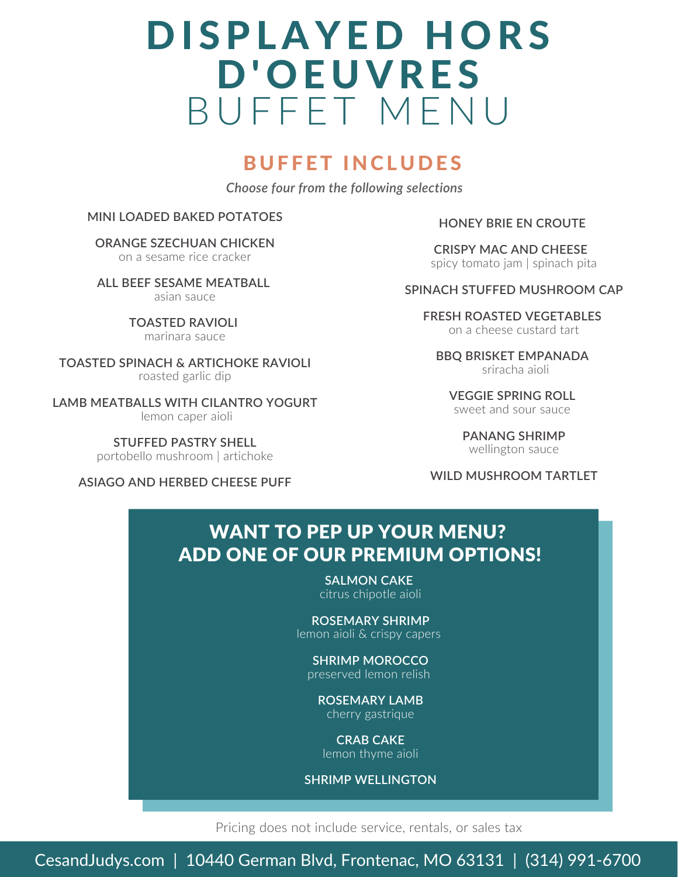# DISPLAYED HORS D'OEUVRES BUFFET MENU

## BUFFET INCLUDES

*Choose four from the following selections*

**MINI LOADED BAKED POTATOES**

**ORANGE SZECHUAN CHICKEN**
on a sesame rice cracker

**ALL BEEF SESAME MEATBALL**
asian sauce

**TOASTED RAVIOLI**
marinara sauce

**TOASTED SPINACH & ARTICHOKE RAVIOLI**
roasted garlic dip

**LAMB MEATBALLS WITH CILANTRO YOGURT**
lemon caper aioli

**STUFFED PASTRY SHELL**
portobello mushroom | artichoke

**ASIAGO AND HERBED CHEESE PUFF**

**HONEY BRIE EN CROUTE**

**CRISPY MAC AND CHEESE**
spicy tomato jam | spinach pita

**SPINACH STUFFED MUSHROOM CAP**

**FRESH ROASTED VEGETABLES**
on a cheese custard tart

**BBQ BRISKET EMPANADA**
sriracha aioli

**VEGGIE SPRING ROLL**
sweet and sour sauce

**PANANG SHRIMP**
wellington sauce

**WILD MUSHROOM TARTLET**

## WANT TO PEP UP YOUR MENU? ADD ONE OF OUR PREMIUM OPTIONS!

**SALMON CAKE**
citrus chipotle aioli

**ROSEMARY SHRIMP**
lemon aioli & crispy capers

**SHRIMP MOROCCO**
preserved lemon relish

**ROSEMARY LAMB**
cherry gastrique

**CRAB CAKE**
lemon thyme aioli

**SHRIMP WELLINGTON**

Pricing does not include service, rentals, or sales tax

CesandJudys.com | 10440 German Blvd, Frontenac, MO 63131 | (314) 991-6700